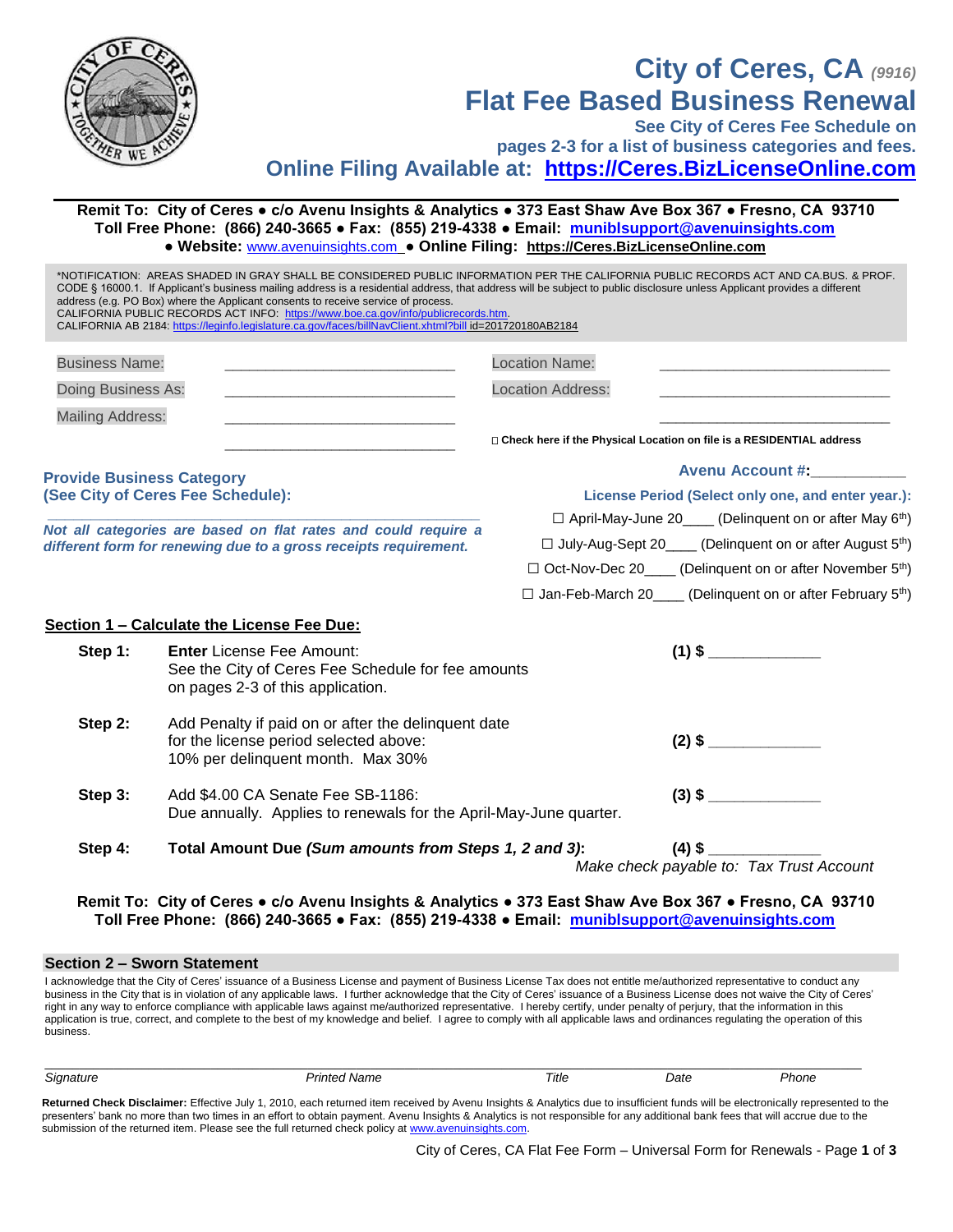# City of Ceres, CA *(9916)*

# Flat Fee Based Business Renewal

**See City of Ceres Fee Schedule on pages 2-3 for a list of business categories and fees.**

**Online Filing Available at: https://Ceres.BizLicenseOnline.com**

---

**Remit To: City of Ceres ● c/o Avenu Insights & Analytics ● 373 East Shaw Ave Box 367 ● Fresno, CA 93710**
**Toll Free Phone: (866) 240-3665 ● Fax: (855) 219-4338 ● Email: muniblsupport@avenuinsights.com**
**● Website:** www.avenuinsights.com **● Online Filing: https://Ceres.BizLicenseOnline.com**

*NOTIFICATION: AREAS SHADED IN GRAY SHALL BE CONSIDERED PUBLIC INFORMATION PER THE CALIFORNIA PUBLIC RECORDS ACT AND CA.BUS. & PROF. CODE § 16000.1. If Applicant's business mailing address is a residential address, that address will be subject to public disclosure unless Applicant provides a different address (e.g. PO Box) where the Applicant consents to receive service of process.
CALIFORNIA PUBLIC RECORDS ACT INFO: https://www.boe.ca.gov/info/publicrecords.htm.
CALIFORNIA AB 2184: https://leginfo.legislature.ca.gov/faces/billNavClient.xhtml?bill id=201720180AB2184

Business Name: ____________________________

Doing Business As: ____________________________

Mailing Address: ____________________________

____________________________

Location Name: ____________________________

Location Address: ____________________________

____________________________

☐ **Check here if the Physical Location on file is a RESIDENTIAL address**

**Provide Business Category**
**(See City of Ceres Fee Schedule):**

____________________________

***Not all categories are based on flat rates and could require a different form for renewing due to a gross receipts requirement.***

**Avenu Account #:**__________

**License Period (Select only one, and enter year.):**

☐ April-May-June 20____ (Delinquent on or after May 6th)

☐ July-Aug-Sept 20____ (Delinquent on or after August 5th)

☐ Oct-Nov-Dec 20____ (Delinquent on or after November 5th)

☐ Jan-Feb-March 20____ (Delinquent on or after February 5th)

## Section 1 – Calculate the License Fee Due:

**Step 1:** **Enter** License Fee Amount:
See the City of Ceres Fee Schedule for fee amounts on pages 2-3 of this application. **(1) $** ____________

**Step 2:** Add Penalty if paid on or after the delinquent date for the license period selected above:
10% per delinquent month. Max 30% **(2) $** ____________

**Step 3:** Add $4.00 CA Senate Fee SB-1186:
Due annually. Applies to renewals for the April-May-June quarter. **(3) $** ____________

**Step 4:** **Total Amount Due *(Sum amounts from Steps 1, 2 and 3)*:** **(4) $** ____________

*Make check payable to: Tax Trust Account*

**Remit To: City of Ceres ● c/o Avenu Insights & Analytics ● 373 East Shaw Ave Box 367 ● Fresno, CA 93710**
**Toll Free Phone: (866) 240-3665 ● Fax: (855) 219-4338 ● Email: muniblsupport@avenuinsights.com**

## Section 2 – Sworn Statement

I acknowledge that the City of Ceres' issuance of a Business License and payment of Business License Tax does not entitle me/authorized representative to conduct any business in the City that is in violation of any applicable laws. I further acknowledge that the City of Ceres' issuance of a Business License does not waive the City of Ceres' right in any way to enforce compliance with applicable laws against me/authorized representative. I hereby certify, under penalty of perjury, that the information in this application is true, correct, and complete to the best of my knowledge and belief. I agree to comply with all applicable laws and ordinances regulating the operation of this business.

_____________________________________________________________________________

*Signature* *Printed Name* *Title* *Date* *Phone*

**Returned Check Disclaimer:** Effective July 1, 2010, each returned item received by Avenu Insights & Analytics due to insufficient funds will be electronically represented to the presenters' bank no more than two times in an effort to obtain payment. Avenu Insights & Analytics is not responsible for any additional bank fees that will accrue due to the submission of the returned item. Please see the full returned check policy at www.avenuinsights.com.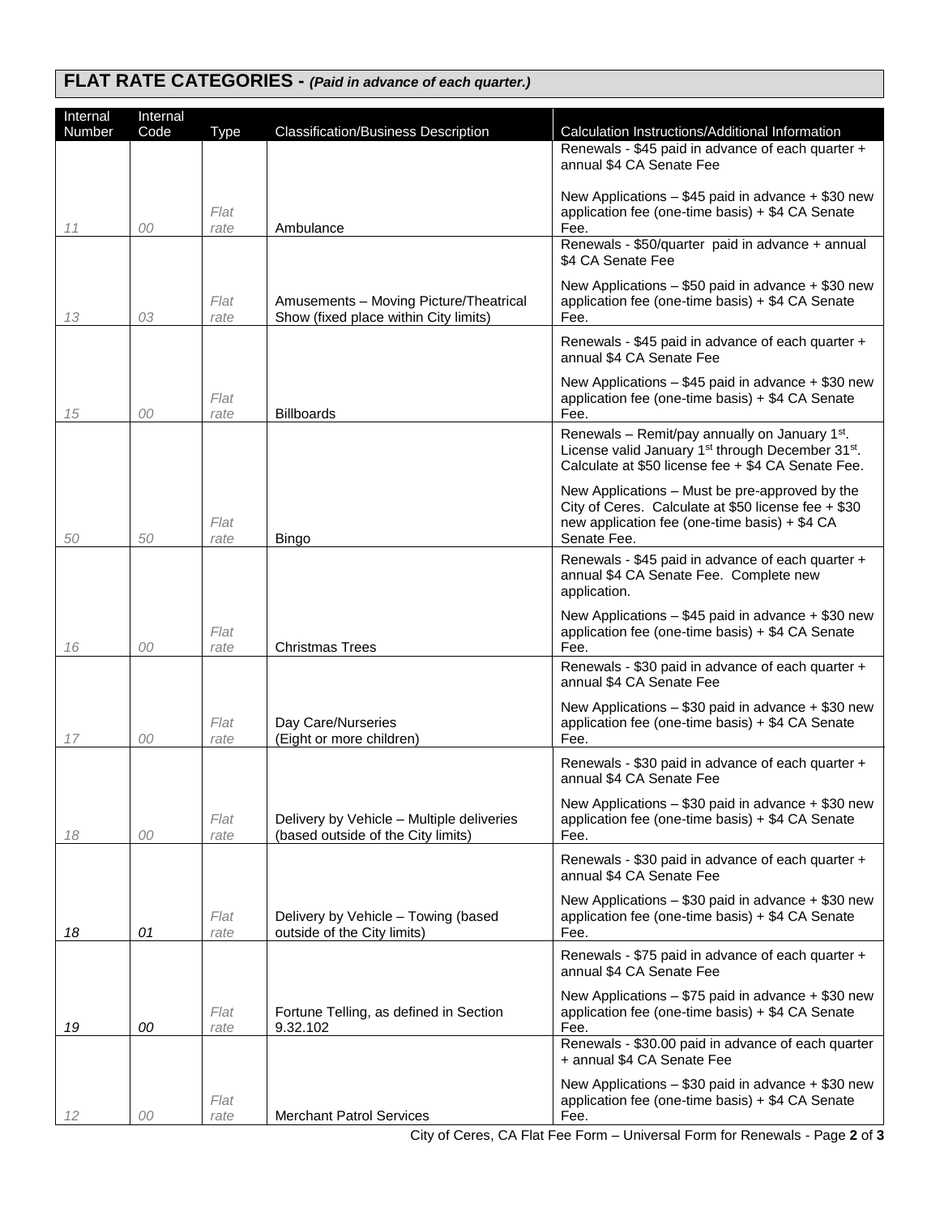## FLAT RATE CATEGORIES - *(Paid in advance of each quarter.)*

| Internal Number | Internal Code | Type | Classification/Business Description | Calculation Instructions/Additional Information |
|---|---|---|---|---|
| 11 | 00 | Flat rate | Ambulance | Renewals - $45 paid in advance of each quarter + annual $4 CA Senate Fee<br><br>New Applications – $45 paid in advance + $30 new application fee (one-time basis) + $4 CA Senate Fee. |
| 13 | 03 | Flat rate | Amusements – Moving Picture/Theatrical Show (fixed place within City limits) | Renewals - $50/quarter paid in advance + annual $4 CA Senate Fee<br><br>New Applications – $50 paid in advance + $30 new application fee (one-time basis) + $4 CA Senate Fee. |
| 15 | 00 | Flat rate | Billboards | Renewals - $45 paid in advance of each quarter + annual $4 CA Senate Fee<br><br>New Applications – $45 paid in advance + $30 new application fee (one-time basis) + $4 CA Senate Fee. |
| 50 | 50 | Flat rate | Bingo | Renewals – Remit/pay annually on January 1st. License valid January 1st through December 31st. Calculate at $50 license fee + $4 CA Senate Fee.<br><br>New Applications – Must be pre-approved by the City of Ceres. Calculate at $50 license fee + $30 new application fee (one-time basis) + $4 CA Senate Fee. |
| 16 | 00 | Flat rate | Christmas Trees | Renewals - $45 paid in advance of each quarter + annual $4 CA Senate Fee. Complete new application.<br><br>New Applications – $45 paid in advance + $30 new application fee (one-time basis) + $4 CA Senate Fee. |
| 17 | 00 | Flat rate | Day Care/Nurseries (Eight or more children) | Renewals - $30 paid in advance of each quarter + annual $4 CA Senate Fee<br><br>New Applications – $30 paid in advance + $30 new application fee (one-time basis) + $4 CA Senate Fee. |
| 18 | 00 | Flat rate | Delivery by Vehicle – Multiple deliveries (based outside of the City limits) | Renewals - $30 paid in advance of each quarter + annual $4 CA Senate Fee<br><br>New Applications – $30 paid in advance + $30 new application fee (one-time basis) + $4 CA Senate Fee. |
| 18 | 01 | Flat rate | Delivery by Vehicle – Towing (based outside of the City limits) | Renewals - $30 paid in advance of each quarter + annual $4 CA Senate Fee<br><br>New Applications – $30 paid in advance + $30 new application fee (one-time basis) + $4 CA Senate Fee. |
| 19 | 00 | Flat rate | Fortune Telling, as defined in Section 9.32.102 | Renewals - $75 paid in advance of each quarter + annual $4 CA Senate Fee<br><br>New Applications – $75 paid in advance + $30 new application fee (one-time basis) + $4 CA Senate Fee. |
| 12 | 00 | Flat rate | Merchant Patrol Services | Renewals - $30.00 paid in advance of each quarter + annual $4 CA Senate Fee<br><br>New Applications – $30 paid in advance + $30 new application fee (one-time basis) + $4 CA Senate Fee. |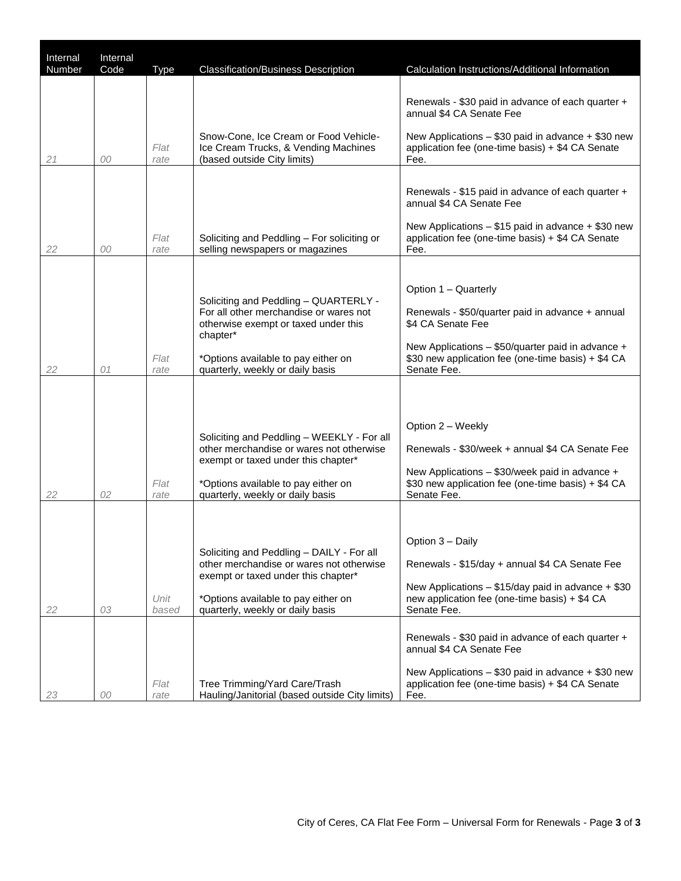| Internal Number | Internal Code | Type | Classification/Business Description | Calculation Instructions/Additional Information |
| --- | --- | --- | --- | --- |
| 21 | 00 | Flat rate | Snow-Cone, Ice Cream or Food Vehicle-Ice Cream Trucks, & Vending Machines (based outside City limits) | Renewals - $30 paid in advance of each quarter + annual $4 CA Senate Fee<br><br>New Applications – $30 paid in advance + $30 new application fee (one-time basis) + $4 CA Senate Fee. |
| 22 | 00 | Flat rate | Soliciting and Peddling – For soliciting or selling newspapers or magazines | Renewals - $15 paid in advance of each quarter + annual $4 CA Senate Fee<br><br>New Applications – $15 paid in advance + $30 new application fee (one-time basis) + $4 CA Senate Fee. |
| 22 | 01 | Flat rate | Soliciting and Peddling – QUARTERLY - For all other merchandise or wares not otherwise exempt or taxed under this chapter*<br><br>*Options available to pay either on quarterly, weekly or daily basis | Option 1 – Quarterly<br><br>Renewals - $50/quarter paid in advance + annual $4 CA Senate Fee<br><br>New Applications – $50/quarter paid in advance + $30 new application fee (one-time basis) + $4 CA Senate Fee. |
| 22 | 02 | Flat rate | Soliciting and Peddling – WEEKLY - For all other merchandise or wares not otherwise exempt or taxed under this chapter*<br><br>*Options available to pay either on quarterly, weekly or daily basis | Option 2 – Weekly<br><br>Renewals - $30/week + annual $4 CA Senate Fee<br><br>New Applications – $30/week paid in advance + $30 new application fee (one-time basis) + $4 CA Senate Fee. |
| 22 | 03 | Unit based | Soliciting and Peddling – DAILY - For all other merchandise or wares not otherwise exempt or taxed under this chapter*<br><br>*Options available to pay either on quarterly, weekly or daily basis | Option 3 – Daily<br><br>Renewals - $15/day + annual $4 CA Senate Fee<br><br>New Applications – $15/day paid in advance + $30 new application fee (one-time basis) + $4 CA Senate Fee. |
| 23 | 00 | Flat rate | Tree Trimming/Yard Care/Trash Hauling/Janitorial (based outside City limits) | Renewals - $30 paid in advance of each quarter + annual $4 CA Senate Fee<br><br>New Applications – $30 paid in advance + $30 new application fee (one-time basis) + $4 CA Senate Fee. |